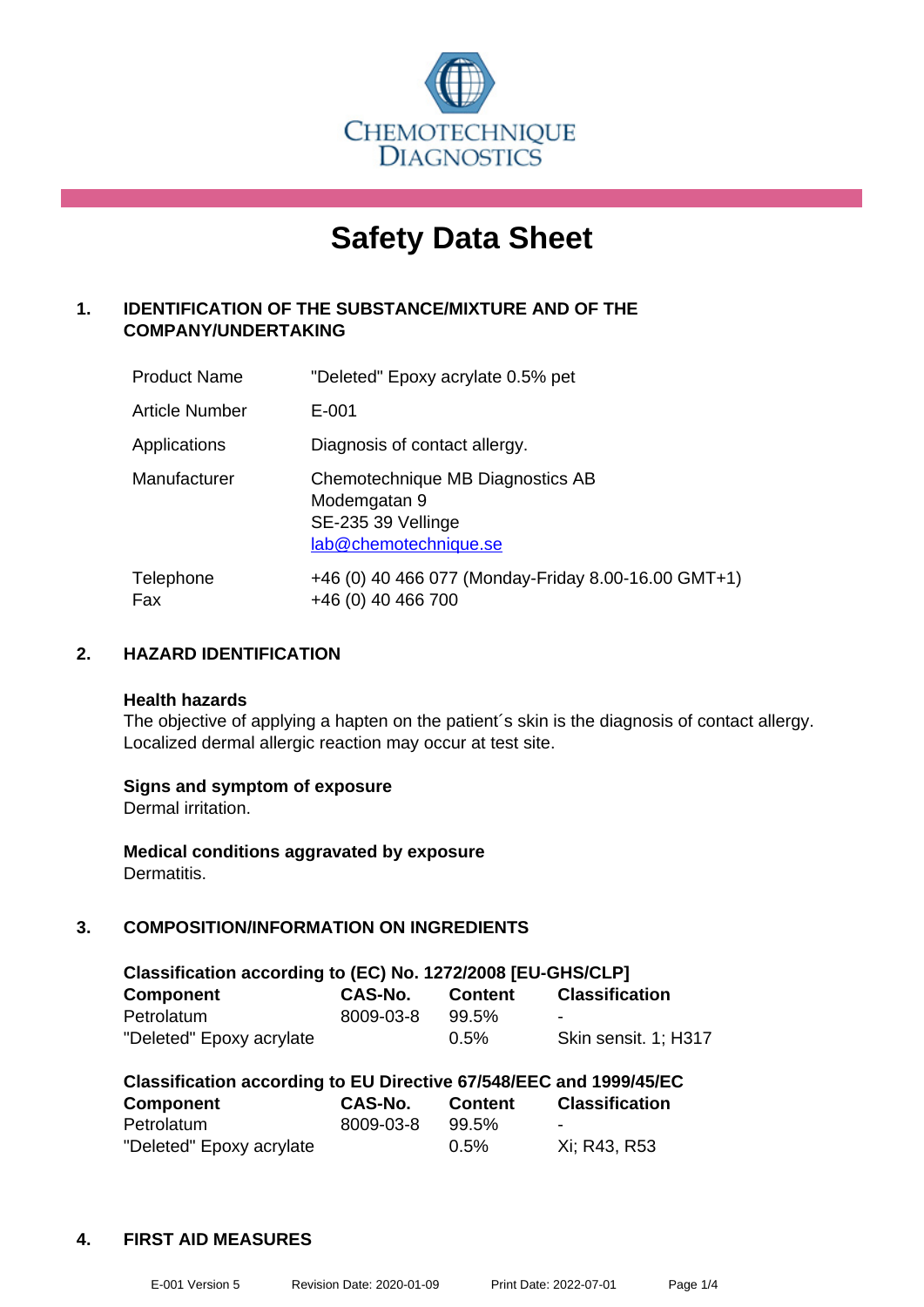CHEMOTECHNIQUE DIAGNOSTICS

# Safety Data Sheet

## 1. IDENTIFICATION OF THE SUBSTANCE/MIXTURE AND OF THE COMPANY/UNDERTAKING

| | |
|---|---|
| Product Name | "Deleted" Epoxy acrylate 0.5% pet |
| Article Number | E-001 |
| Applications | Diagnosis of contact allergy. |
| Manufacturer | Chemotechnique MB Diagnostics AB<br>Modemgatan 9<br>SE-235 39 Vellinge<br>lab@chemotechnique.se |
| Telephone<br>Fax | +46 (0) 40 466 077 (Monday-Friday 8.00-16.00 GMT+1)<br>+46 (0) 40 466 700 |

## 2. HAZARD IDENTIFICATION

**Health hazards**

The objective of applying a hapten on the patient´s skin is the diagnosis of contact allergy. Localized dermal allergic reaction may occur at test site.

**Signs and symptom of exposure**

Dermal irritation.

**Medical conditions aggravated by exposure**

Dermatitis.

## 3. COMPOSITION/INFORMATION ON INGREDIENTS

**Classification according to (EC) No. 1272/2008 [EU-GHS/CLP]**

| Component | CAS-No. | Content | Classification |
|---|---|---|---|
| Petrolatum | 8009-03-8 | 99.5% | - |
| "Deleted" Epoxy acrylate | | 0.5% | Skin sensit. 1; H317 |

**Classification according to EU Directive 67/548/EEC and 1999/45/EC**

| Component | CAS-No. | Content | Classification |
|---|---|---|---|
| Petrolatum | 8009-03-8 | 99.5% | - |
| "Deleted" Epoxy acrylate | | 0.5% | Xi; R43, R53 |

## 4. FIRST AID MEASURES

E-001 Version 5 Revision Date: 2020-01-09 Print Date: 2022-07-01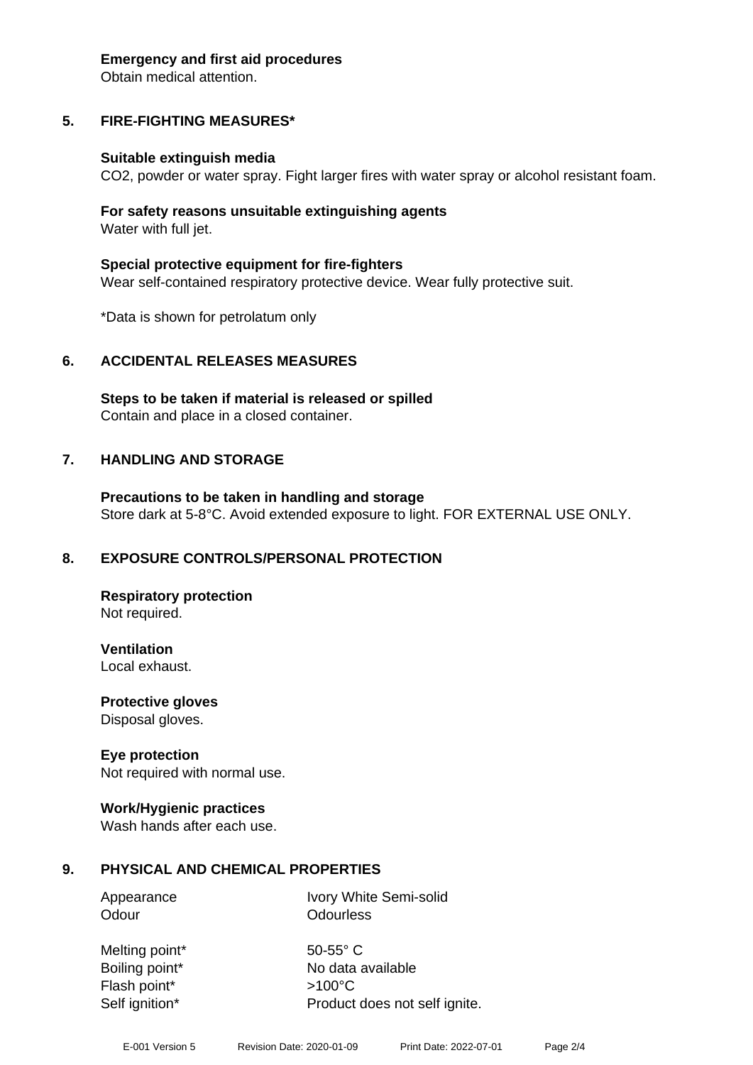**Emergency and first aid procedures**
Obtain medical attention.

## 5. FIRE-FIGHTING MEASURES*

**Suitable extinguish media**
$CO_2$, powder or water spray. Fight larger fires with water spray or alcohol resistant foam.

**For safety reasons unsuitable extinguishing agents**
Water with full jet.

**Special protective equipment for fire-fighters**
Wear self-contained respiratory protective device. Wear fully protective suit.

*Data is shown for petrolatum only

## 6. ACCIDENTAL RELEASES MEASURES

**Steps to be taken if material is released or spilled**
Contain and place in a closed container.

## 7. HANDLING AND STORAGE

**Precautions to be taken in handling and storage**
Store dark at 5-8°C. Avoid extended exposure to light. FOR EXTERNAL USE ONLY.

## 8. EXPOSURE CONTROLS/PERSONAL PROTECTION

**Respiratory protection**
Not required.

**Ventilation**
Local exhaust.

**Protective gloves**
Disposal gloves.

**Eye protection**
Not required with normal use.

**Work/Hygienic practices**
Wash hands after each use.

## 9. PHYSICAL AND CHEMICAL PROPERTIES

| | |
|---|---|
| Appearance | Ivory White Semi-solid |
| Odour | Odourless |
| Melting point* | 50-55° C |
| Boiling point* | No data available |
| Flash point* | >100°C |
| Self ignition* | Product does not self ignite. |

E-001 Version 5 Revision Date: 2020-01-09 Print Date: 2022-07-01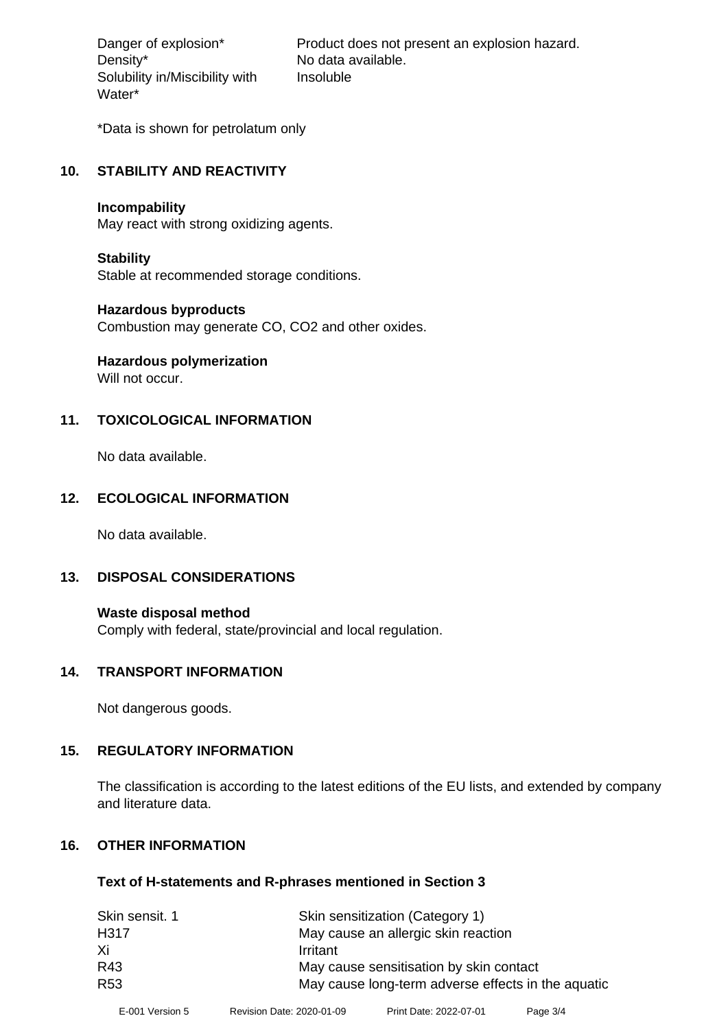| | |
|---|---|
| Danger of explosion* | Product does not present an explosion hazard. |
| Density* | No data available. |
| Solubility in/Miscibility with Water* | Insoluble |

*Data is shown for petrolatum only

## 10. STABILITY AND REACTIVITY

**Incompability**
May react with strong oxidizing agents.

**Stability**
Stable at recommended storage conditions.

**Hazardous byproducts**
Combustion may generate CO, $CO_2$ and other oxides.

**Hazardous polymerization**
Will not occur.

## 11. TOXICOLOGICAL INFORMATION

No data available.

## 12. ECOLOGICAL INFORMATION

No data available.

## 13. DISPOSAL CONSIDERATIONS

**Waste disposal method**
Comply with federal, state/provincial and local regulation.

## 14. TRANSPORT INFORMATION

Not dangerous goods.

## 15. REGULATORY INFORMATION

The classification is according to the latest editions of the EU lists, and extended by company and literature data.

## 16. OTHER INFORMATION

**Text of H-statements and R-phrases mentioned in Section 3**

| | |
|---|---|
| Skin sensit. 1 | Skin sensitization (Category 1) |
| H317 | May cause an allergic skin reaction |
| Xi | Irritant |
| R43 | May cause sensitisation by skin contact |
| R53 | May cause long-term adverse effects in the aquatic |

E-001 Version 5    Revision Date: 2020-01-09    Print Date: 2022-07-01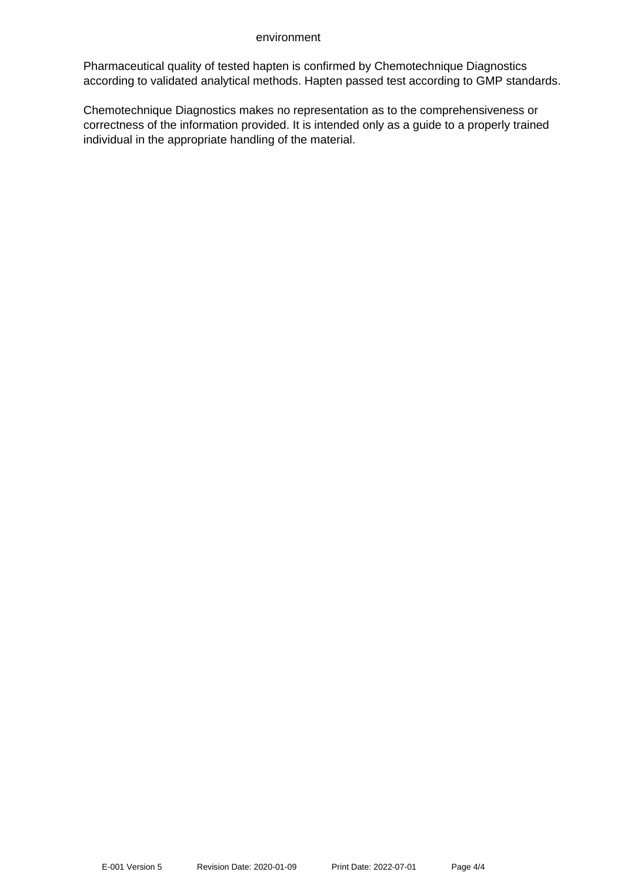environment

Pharmaceutical quality of tested hapten is confirmed by Chemotechnique Diagnostics according to validated analytical methods. Hapten passed test according to GMP standards.

Chemotechnique Diagnostics makes no representation as to the comprehensiveness or correctness of the information provided. It is intended only as a guide to a properly trained individual in the appropriate handling of the material.